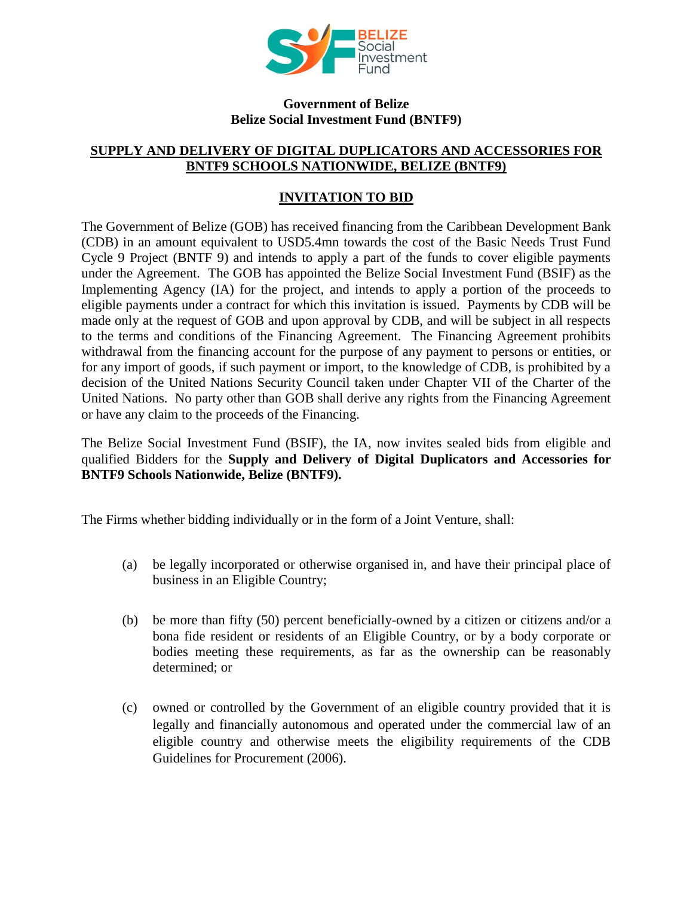**Government of Belize**
**Belize Social Investment Fund (BNTF9)**

## SUPPLY AND DELIVERY OF DIGITAL DUPLICATORS AND ACCESSORIES FOR BNTF9 SCHOOLS NATIONWIDE, BELIZE (BNTF9)

## INVITATION TO BID

The Government of Belize (GOB) has received financing from the Caribbean Development Bank (CDB) in an amount equivalent to USD5.4mn towards the cost of the Basic Needs Trust Fund Cycle 9 Project (BNTF 9) and intends to apply a part of the funds to cover eligible payments under the Agreement. The GOB has appointed the Belize Social Investment Fund (BSIF) as the Implementing Agency (IA) for the project, and intends to apply a portion of the proceeds to eligible payments under a contract for which this invitation is issued. Payments by CDB will be made only at the request of GOB and upon approval by CDB, and will be subject in all respects to the terms and conditions of the Financing Agreement. The Financing Agreement prohibits withdrawal from the financing account for the purpose of any payment to persons or entities, or for any import of goods, if such payment or import, to the knowledge of CDB, is prohibited by a decision of the United Nations Security Council taken under Chapter VII of the Charter of the United Nations. No party other than GOB shall derive any rights from the Financing Agreement or have any claim to the proceeds of the Financing.

The Belize Social Investment Fund (BSIF), the IA, now invites sealed bids from eligible and qualified Bidders for the **Supply and Delivery of Digital Duplicators and Accessories for BNTF9 Schools Nationwide, Belize (BNTF9).**

The Firms whether bidding individually or in the form of a Joint Venture, shall:

(a) be legally incorporated or otherwise organised in, and have their principal place of business in an Eligible Country;

(b) be more than fifty (50) percent beneficially-owned by a citizen or citizens and/or a bona fide resident or residents of an Eligible Country, or by a body corporate or bodies meeting these requirements, as far as the ownership can be reasonably determined; or

(c) owned or controlled by the Government of an eligible country provided that it is legally and financially autonomous and operated under the commercial law of an eligible country and otherwise meets the eligibility requirements of the CDB Guidelines for Procurement (2006).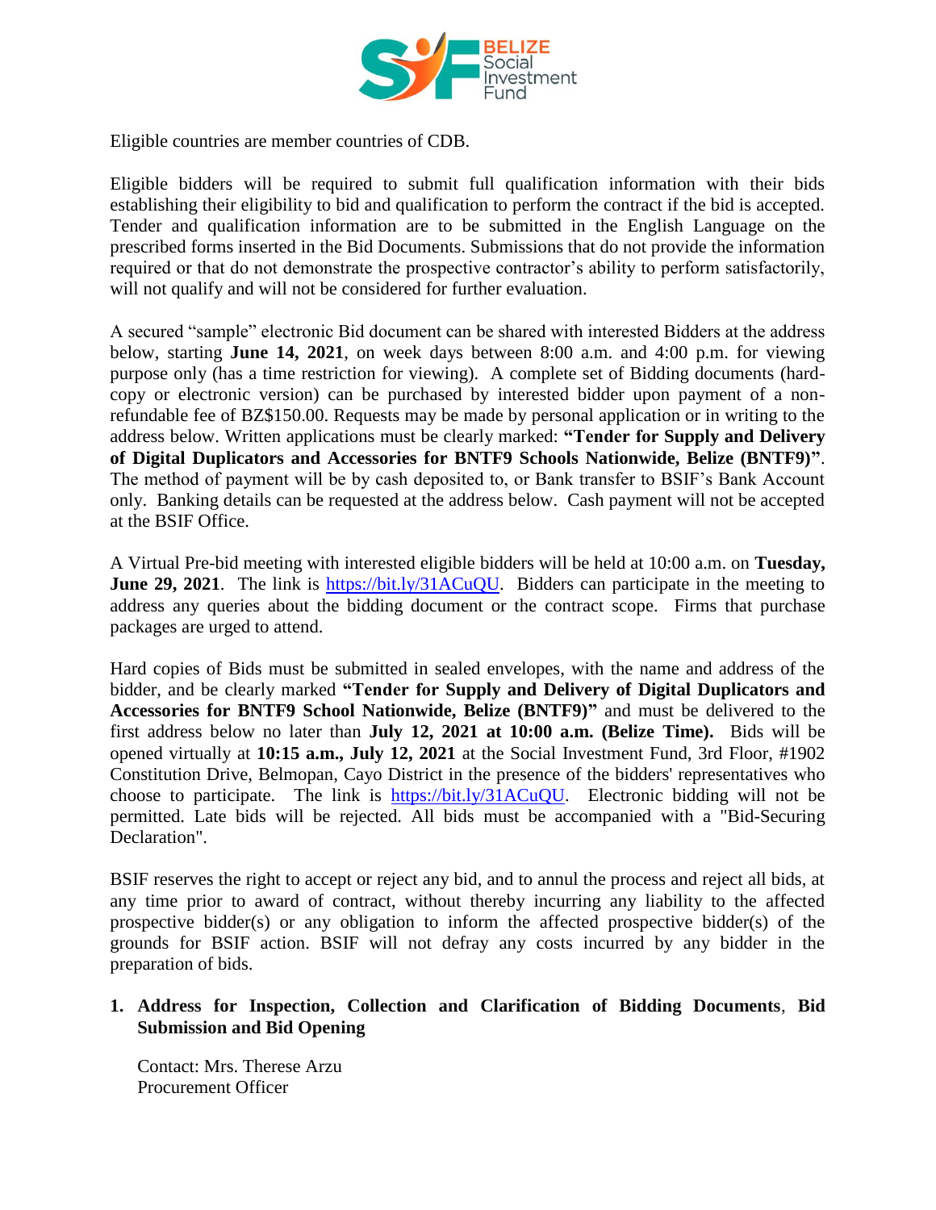Eligible countries are member countries of CDB.

Eligible bidders will be required to submit full qualification information with their bids establishing their eligibility to bid and qualification to perform the contract if the bid is accepted. Tender and qualification information are to be submitted in the English Language on the prescribed forms inserted in the Bid Documents. Submissions that do not provide the information required or that do not demonstrate the prospective contractor's ability to perform satisfactorily, will not qualify and will not be considered for further evaluation.

A secured "sample" electronic Bid document can be shared with interested Bidders at the address below, starting **June 14, 2021**, on week days between 8:00 a.m. and 4:00 p.m. for viewing purpose only (has a time restriction for viewing). A complete set of Bidding documents (hard-copy or electronic version) can be purchased by interested bidder upon payment of a non-refundable fee of BZ$150.00. Requests may be made by personal application or in writing to the address below. Written applications must be clearly marked: **"Tender for Supply and Delivery of Digital Duplicators and Accessories for BNTF9 Schools Nationwide, Belize (BNTF9)"**. The method of payment will be by cash deposited to, or Bank transfer to BSIF's Bank Account only. Banking details can be requested at the address below. Cash payment will not be accepted at the BSIF Office.

A Virtual Pre-bid meeting with interested eligible bidders will be held at 10:00 a.m. on **Tuesday, June 29, 2021**. The link is https://bit.ly/31ACuQU. Bidders can participate in the meeting to address any queries about the bidding document or the contract scope. Firms that purchase packages are urged to attend.

Hard copies of Bids must be submitted in sealed envelopes, with the name and address of the bidder, and be clearly marked **"Tender for Supply and Delivery of Digital Duplicators and Accessories for BNTF9 School Nationwide, Belize (BNTF9)"** and must be delivered to the first address below no later than **July 12, 2021 at 10:00 a.m. (Belize Time).** Bids will be opened virtually at **10:15 a.m., July 12, 2021** at the Social Investment Fund, 3rd Floor, #1902 Constitution Drive, Belmopan, Cayo District in the presence of the bidders' representatives who choose to participate. The link is https://bit.ly/31ACuQU. Electronic bidding will not be permitted. Late bids will be rejected. All bids must be accompanied with a "Bid-Securing Declaration".

BSIF reserves the right to accept or reject any bid, and to annul the process and reject all bids, at any time prior to award of contract, without thereby incurring any liability to the affected prospective bidder(s) or any obligation to inform the affected prospective bidder(s) of the grounds for BSIF action. BSIF will not defray any costs incurred by any bidder in the preparation of bids.

1. **Address for Inspection, Collection and Clarification of Bidding Documents, Bid Submission and Bid Opening**

   Contact: Mrs. Therese Arzu
   Procurement Officer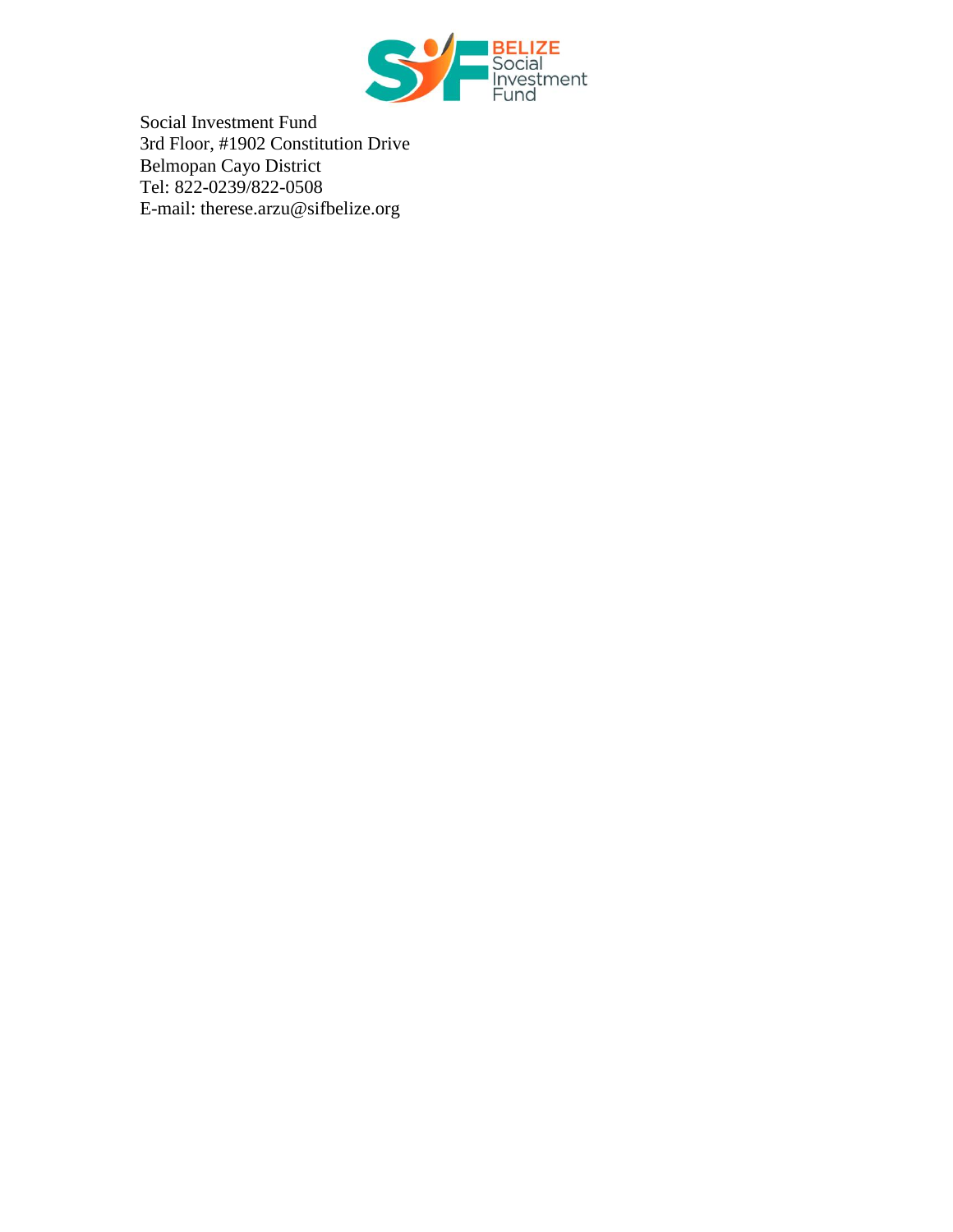Social Investment Fund
3rd Floor, #1902 Constitution Drive
Belmopan Cayo District
Tel: 822-0239/822-0508
E-mail: therese.arzu@sifbelize.org